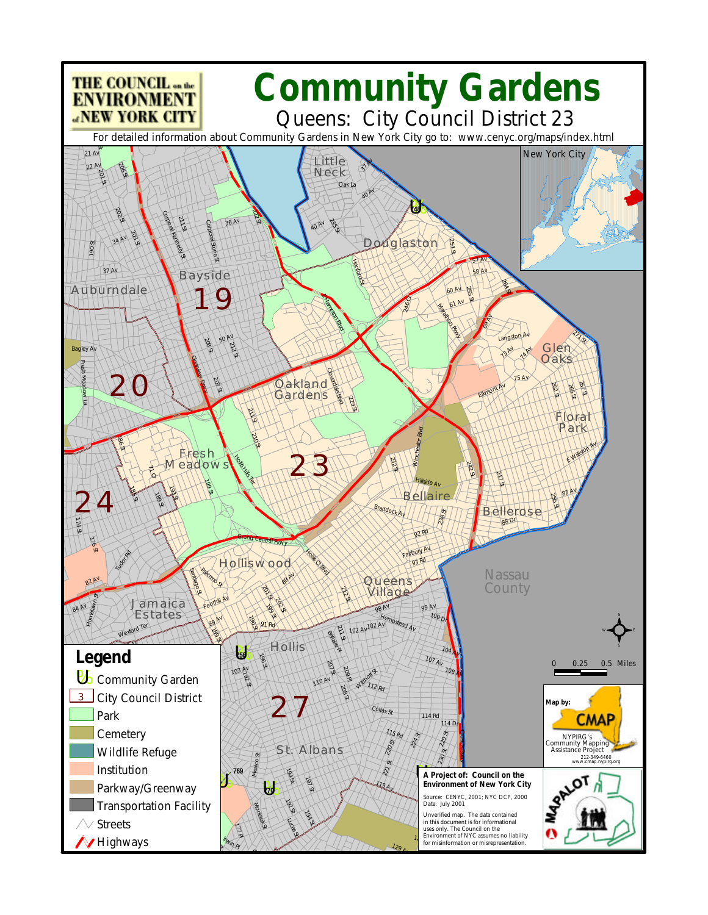# Community Gardens

## Queens: City Council District 23

THE COUNCIL on the ENVIRONMENT of NEW YORK CITY

For detailed information about Community Gardens in New York City go to: www.cenyc.org/maps/index.html

## Legend

- Community Garden
- City Council District
- Park
- Cemetery
- Wildlife Refuge
- Institution
- Parkway/Greenway
- Transportation Facility
- Streets
- Highways

0 0.25 0.5 Miles

Map by: CMAP
NYPIRG's Community Mapping Assistance Project
212-349-6460
www.cmap.nypirg.org

**A Project of: Council on the Environment of New York City**

Source: CENYC, 2001; NYC DCP, 2000
Date: July 2001

Unverified map. The data contained in this document is for informational uses only. The Council on the Environment of NYC assumes no liability for misinformation or misrepresentation.

MAPALOT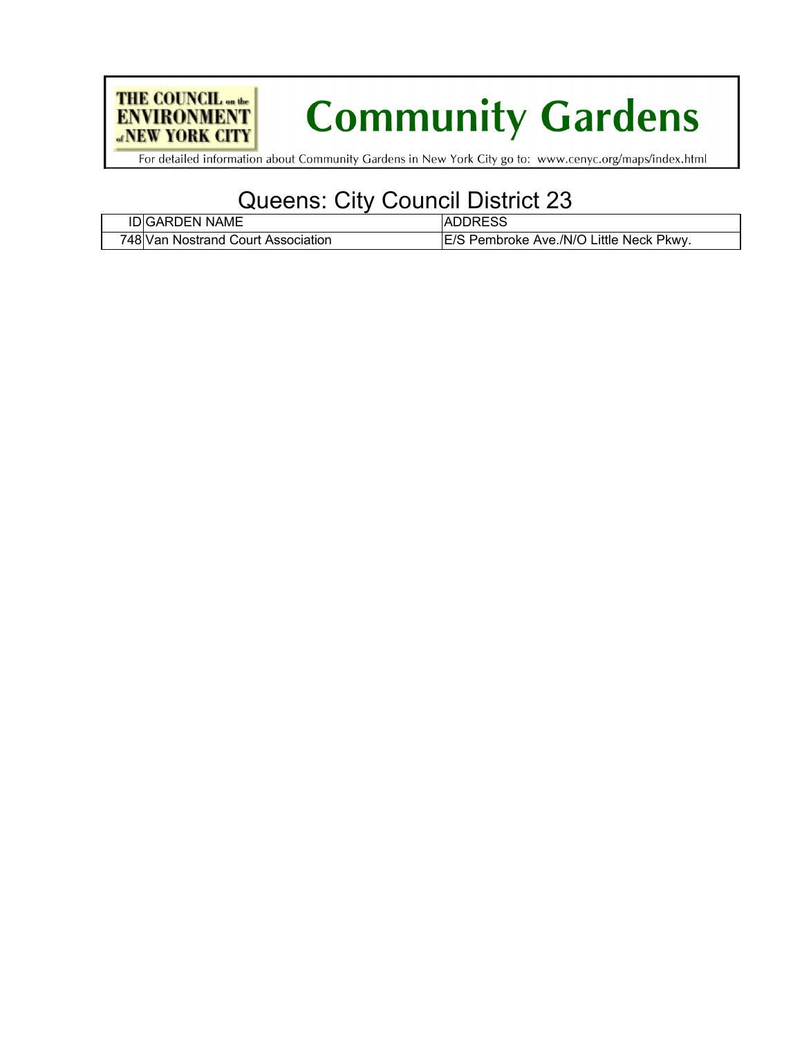THE COUNCIL on the ENVIRONMENT of NEW YORK CITY

# Community Gardens

For detailed information about Community Gardens in New York City go to: www.cenyc.org/maps/index.html

## Queens: City Council District 23

| ID | GARDEN NAME | ADDRESS |
|---|---|---|
| 748 | Van Nostrand Court Association | E/S Pembroke Ave./N/O Little Neck Pkwy. |